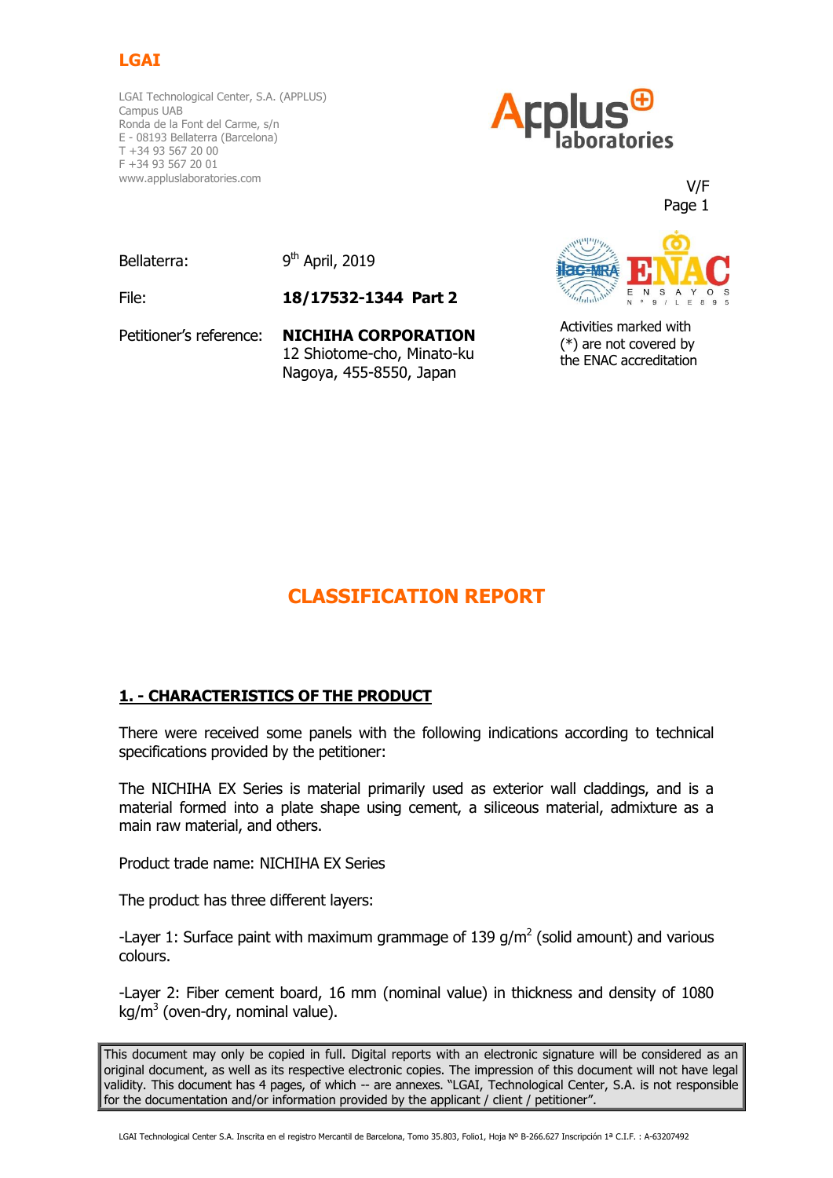**LGAI**

LGAI Technological Center, S.A. (APPLUS)
Campus UAB
Ronda de la Font del Carme, s/n
E - 08193 Bellaterra (Barcelona)
T +34 93 567 20 00
F +34 93 567 20 01
www.appluslaboratories.com

Applus laboratories

V/F

Bellaterra: 9th April, 2019

File: **18/17532-1344 Part 2**

Petitioner's reference: **NICHIHA CORPORATION**
12 Shiotome-cho, Minato-ku
Nagoya, 455-8550, Japan

ENAC ENSAYOS Nº 9/LE895

Activities marked with (*) are not covered by the ENAC accreditation

# CLASSIFICATION REPORT

## 1. - CHARACTERISTICS OF THE PRODUCT

There were received some panels with the following indications according to technical specifications provided by the petitioner:

The NICHIHA EX Series is material primarily used as exterior wall claddings, and is a material formed into a plate shape using cement, a siliceous material, admixture as a main raw material, and others.

Product trade name: NICHIHA EX Series

The product has three different layers:

-Layer 1: Surface paint with maximum grammage of 139 $g/m^2$ (solid amount) and various colours.

-Layer 2: Fiber cement board, 16 mm (nominal value) in thickness and density of 1080 $kg/m^3$ (oven-dry, nominal value).

This document may only be copied in full. Digital reports with an electronic signature will be considered as an original document, as well as its respective electronic copies. The impression of this document will not have legal validity. This document has 4 pages, of which -- are annexes. "LGAI, Technological Center, S.A. is not responsible for the documentation and/or information provided by the applicant / client / petitioner".

LGAI Technological Center S.A. Inscrita en el registro Mercantil de Barcelona, Tomo 35.803, Folio1, Hoja Nº B-266.627 Inscripción 1ª C.I.F. : A-63207492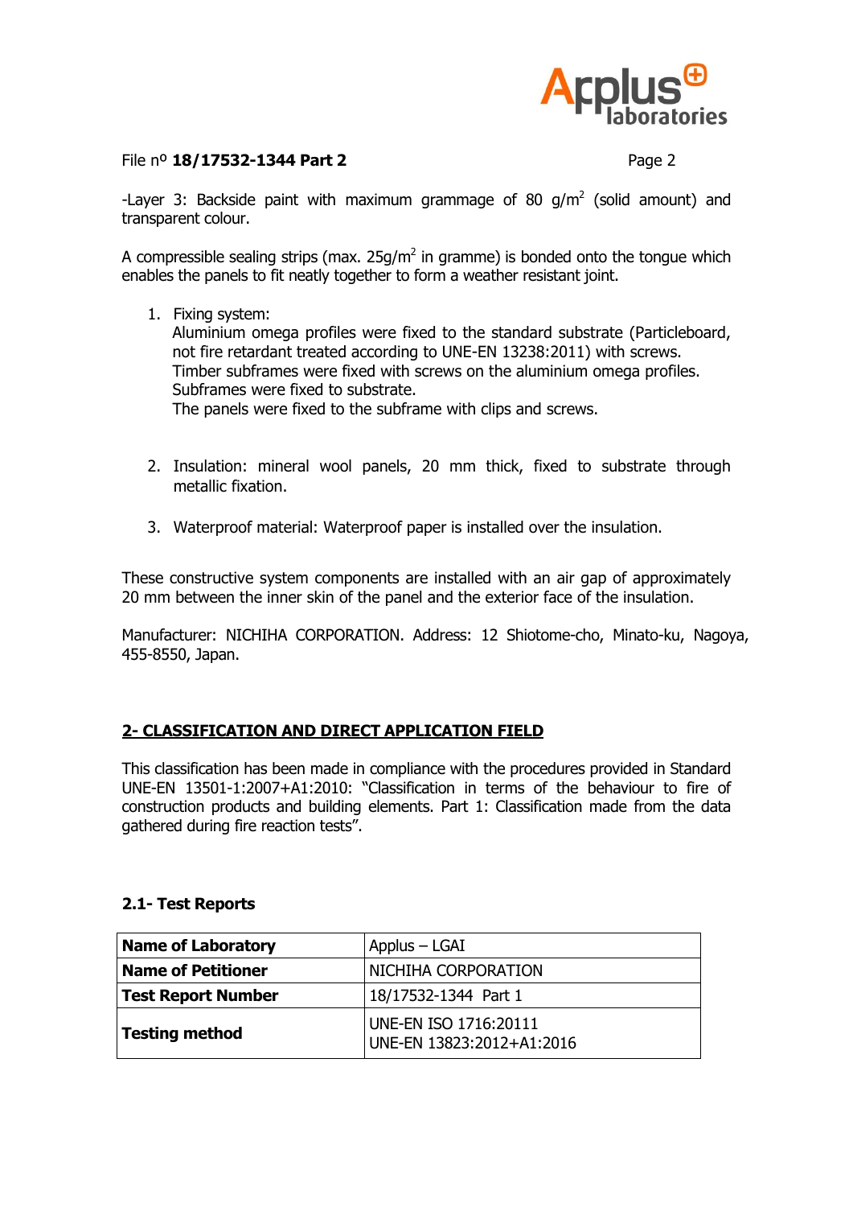-Layer 3: Backside paint with maximum grammage of 80 g/m$^2$ (solid amount) and transparent colour.

A compressible sealing strips (max. 25g/m$^2$ in gramme) is bonded onto the tongue which enables the panels to fit neatly together to form a weather resistant joint.

1. Fixing system:
   Aluminium omega profiles were fixed to the standard substrate (Particleboard, not fire retardant treated according to UNE-EN 13238:2011) with screws.
   Timber subframes were fixed with screws on the aluminium omega profiles.
   Subframes were fixed to substrate.
   The panels were fixed to the subframe with clips and screws.

2. Insulation: mineral wool panels, 20 mm thick, fixed to substrate through metallic fixation.

3. Waterproof material: Waterproof paper is installed over the insulation.

These constructive system components are installed with an air gap of approximately 20 mm between the inner skin of the panel and the exterior face of the insulation.

Manufacturer: NICHIHA CORPORATION. Address: 12 Shiotome-cho, Minato-ku, Nagoya, 455-8550, Japan.

## 2- CLASSIFICATION AND DIRECT APPLICATION FIELD

This classification has been made in compliance with the procedures provided in Standard UNE-EN 13501-1:2007+A1:2010: "Classification in terms of the behaviour to fire of construction products and building elements. Part 1: Classification made from the data gathered during fire reaction tests".

### 2.1- Test Reports

| **Name of Laboratory** | Applus – LGAI |
|---|---|
| **Name of Petitioner** | NICHIHA CORPORATION |
| **Test Report Number** | 18/17532-1344 Part 1 |
| **Testing method** | UNE-EN ISO 1716:20111<br>UNE-EN 13823:2012+A1:2016 |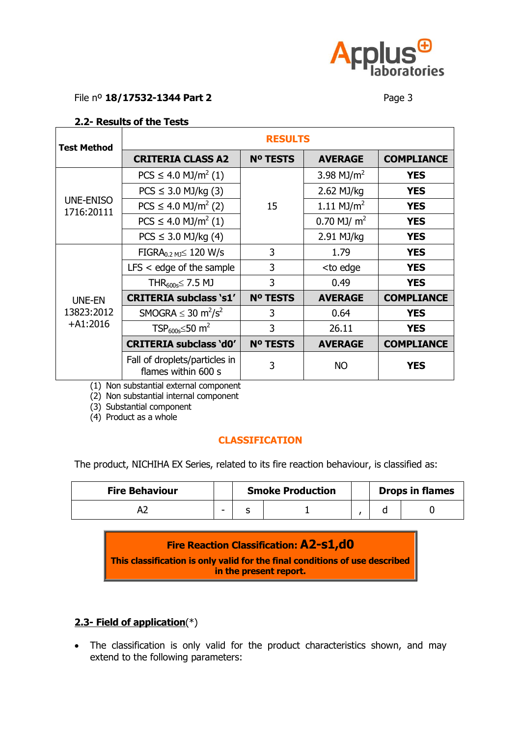File nº **18/17532-1344 Part 2**

## 2.2- Results of the Tests

| Test Method | RESULTS | | | |
|---|---|---|---|---|
| | **CRITERIA CLASS A2** | **Nº TESTS** | **AVERAGE** | **COMPLIANCE** |
| UNE-ENISO 1716:20111 | PCS ≤ 4.0 $MJ/m^2$ (1) | 15 | 3.98 $MJ/m^2$ | **YES** |
| | PCS ≤ 3.0 MJ/kg (3) | | 2.62 MJ/kg | **YES** |
| | PCS ≤ 4.0 $MJ/m^2$ (2) | | 1.11 $MJ/m^2$ | **YES** |
| | PCS ≤ 4.0 $MJ/m^2$ (1) | | 0.70 $MJ/m^2$ | **YES** |
| | PCS ≤ 3.0 MJ/kg (4) | | 2.91 MJ/kg | **YES** |
| UNE-EN 13823:2012 +A1:2016 | $FIGRA_{0.2\ MJ} \leq 120$ W/s | 3 | 1.79 | **YES** |
| | LFS < edge of the sample | 3 | <to edge | **YES** |
| | $THR_{600s} \leq 7.5$ MJ | 3 | 0.49 | **YES** |
| | **CRITERIA subclass 's1'** | **Nº TESTS** | **AVERAGE** | **COMPLIANCE** |
| | SMOGRA ≤ 30 $m^2/s^2$ | 3 | 0.64 | **YES** |
| | $TSP_{600s} \leq 50\ m^2$ | 3 | 26.11 | **YES** |
| | **CRITERIA subclass 'd0'** | **Nº TESTS** | **AVERAGE** | **COMPLIANCE** |
| | Fall of droplets/particles in flames within 600 s | 3 | NO | **YES** |

(1) Non substantial external component
(2) Non substantial internal component
(3) Substantial component
(4) Product as a whole

### CLASSIFICATION

The product, NICHIHA EX Series, related to its fire reaction behaviour, is classified as:

| Fire Behaviour | | Smoke Production | | | Drops in flames | |
|---|---|---|---|---|---|---|
| A2 | - | s | 1 | , | d | 0 |

**Fire Reaction Classification: A2-s1,d0**
**This classification is only valid for the final conditions of use described in the present report.**

## 2.3- Field of application(*)

- The classification is only valid for the product characteristics shown, and may extend to the following parameters: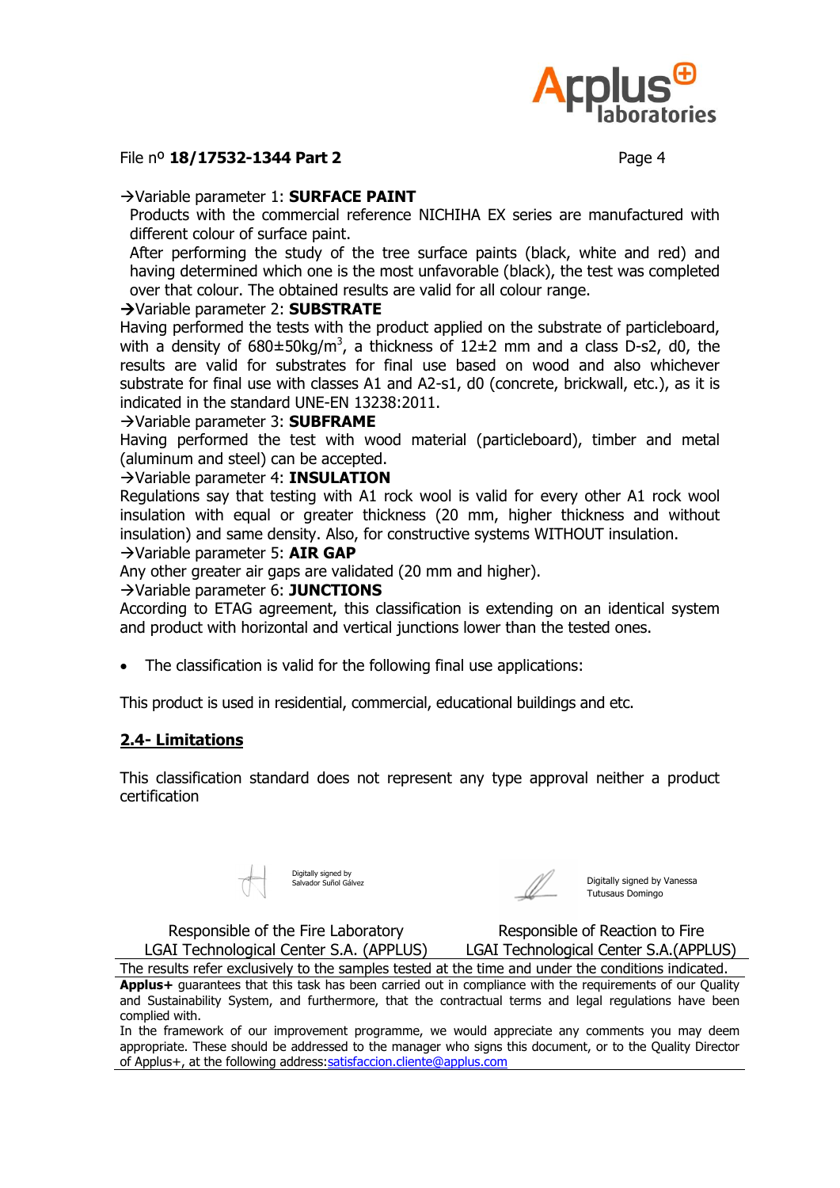→Variable parameter 1: **SURFACE PAINT**

Products with the commercial reference NICHIHA EX series are manufactured with different colour of surface paint.

After performing the study of the tree surface paints (black, white and red) and having determined which one is the most unfavorable (black), the test was completed over that colour. The obtained results are valid for all colour range.

→Variable parameter 2: **SUBSTRATE**

Having performed the tests with the product applied on the substrate of particleboard, with a density of 680±50kg/m$^3$, a thickness of 12±2 mm and a class D-s2, d0, the results are valid for substrates for final use based on wood and also whichever substrate for final use with classes A1 and A2-s1, d0 (concrete, brickwall, etc.), as it is indicated in the standard UNE-EN 13238:2011.

→Variable parameter 3: **SUBFRAME**

Having performed the test with wood material (particleboard), timber and metal (aluminum and steel) can be accepted.

→Variable parameter 4: **INSULATION**

Regulations say that testing with A1 rock wool is valid for every other A1 rock wool insulation with equal or greater thickness (20 mm, higher thickness and without insulation) and same density. Also, for constructive systems WITHOUT insulation.

→Variable parameter 5: **AIR GAP**

Any other greater air gaps are validated (20 mm and higher).

→Variable parameter 6: **JUNCTIONS**

According to ETAG agreement, this classification is extending on an identical system and product with horizontal and vertical junctions lower than the tested ones.

- The classification is valid for the following final use applications:

This product is used in residential, commercial, educational buildings and etc.

## 2.4- Limitations

This classification standard does not represent any type approval neither a product certification

Digitally signed by Salvador Suñol Gálvez

Digitally signed by Vanessa Tutusaus Domingo

| Responsible of the Fire Laboratory | Responsible of Reaction to Fire |
| --- | --- |
| LGAI Technological Center S.A. (APPLUS) | LGAI Technological Center S.A.(APPLUS) |

The results refer exclusively to the samples tested at the time and under the conditions indicated.

**Applus+** guarantees that this task has been carried out in compliance with the requirements of our Quality and Sustainability System, and furthermore, that the contractual terms and legal regulations have been complied with.

In the framework of our improvement programme, we would appreciate any comments you may deem appropriate. These should be addressed to the manager who signs this document, or to the Quality Director of Applus+, at the following address:satisfaccion.cliente@applus.com